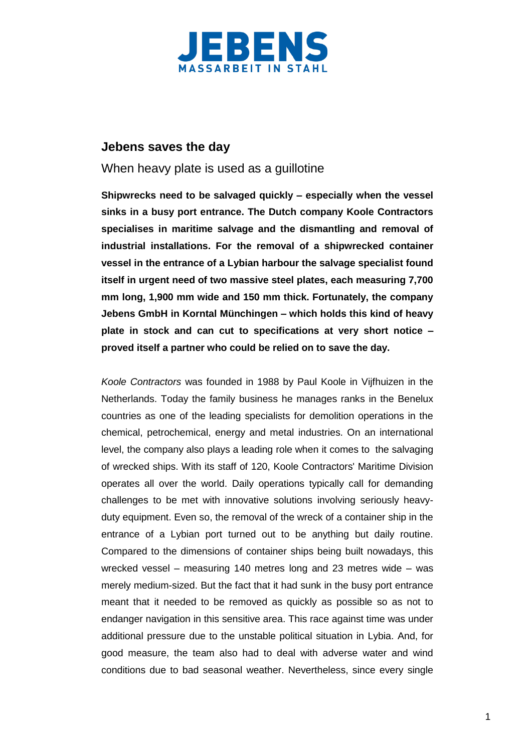# Jebens saves the day

When heavy plate is used as a guillotine

**Shipwrecks need to be salvaged quickly – especially when the vessel sinks in a busy port entrance. The Dutch company Koole Contractors specialises in maritime salvage and the dismantling and removal of industrial installations. For the removal of a shipwrecked container vessel in the entrance of a Lybian harbour the salvage specialist found itself in urgent need of two massive steel plates, each measuring 7,700 mm long, 1,900 mm wide and 150 mm thick. Fortunately, the company Jebens GmbH in Korntal Münchingen – which holds this kind of heavy plate in stock and can cut to specifications at very short notice – proved itself a partner who could be relied on to save the day.**

*Koole Contractors* was founded in 1988 by Paul Koole in Vijfhuizen in the Netherlands. Today the family business he manages ranks in the Benelux countries as one of the leading specialists for demolition operations in the chemical, petrochemical, energy and metal industries. On an international level, the company also plays a leading role when it comes to the salvaging of wrecked ships. With its staff of 120, Koole Contractors' Maritime Division operates all over the world. Daily operations typically call for demanding challenges to be met with innovative solutions involving seriously heavy-duty equipment. Even so, the removal of the wreck of a container ship in the entrance of a Lybian port turned out to be anything but daily routine. Compared to the dimensions of container ships being built nowadays, this wrecked vessel – measuring 140 metres long and 23 metres wide – was merely medium-sized. But the fact that it had sunk in the busy port entrance meant that it needed to be removed as quickly as possible so as not to endanger navigation in this sensitive area. This race against time was under additional pressure due to the unstable political situation in Lybia. And, for good measure, the team also had to deal with adverse water and wind conditions due to bad seasonal weather. Nevertheless, since every single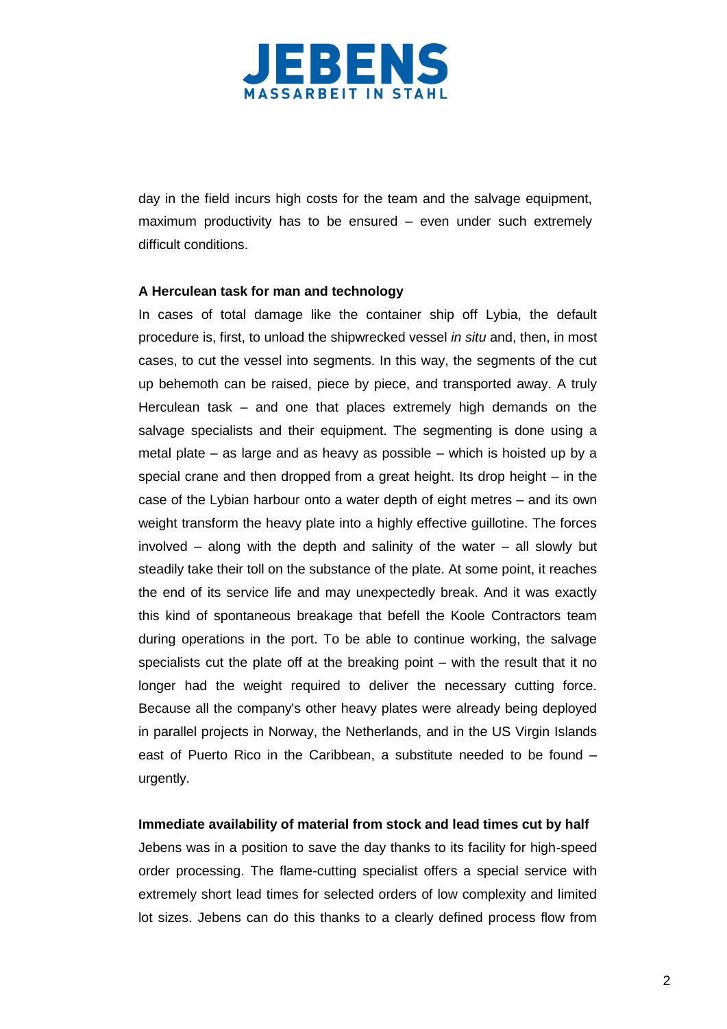day in the field incurs high costs for the team and the salvage equipment, maximum productivity has to be ensured – even under such extremely difficult conditions.

**A Herculean task for man and technology**

In cases of total damage like the container ship off Lybia, the default procedure is, first, to unload the shipwrecked vessel *in situ* and, then, in most cases, to cut the vessel into segments. In this way, the segments of the cut up behemoth can be raised, piece by piece, and transported away. A truly Herculean task – and one that places extremely high demands on the salvage specialists and their equipment. The segmenting is done using a metal plate – as large and as heavy as possible – which is hoisted up by a special crane and then dropped from a great height. Its drop height – in the case of the Lybian harbour onto a water depth of eight metres – and its own weight transform the heavy plate into a highly effective guillotine. The forces involved – along with the depth and salinity of the water – all slowly but steadily take their toll on the substance of the plate. At some point, it reaches the end of its service life and may unexpectedly break. And it was exactly this kind of spontaneous breakage that befell the Koole Contractors team during operations in the port. To be able to continue working, the salvage specialists cut the plate off at the breaking point – with the result that it no longer had the weight required to deliver the necessary cutting force. Because all the company's other heavy plates were already being deployed in parallel projects in Norway, the Netherlands, and in the US Virgin Islands east of Puerto Rico in the Caribbean, a substitute needed to be found – urgently.

**Immediate availability of material from stock and lead times cut by half**

Jebens was in a position to save the day thanks to its facility for high-speed order processing. The flame-cutting specialist offers a special service with extremely short lead times for selected orders of low complexity and limited lot sizes. Jebens can do this thanks to a clearly defined process flow from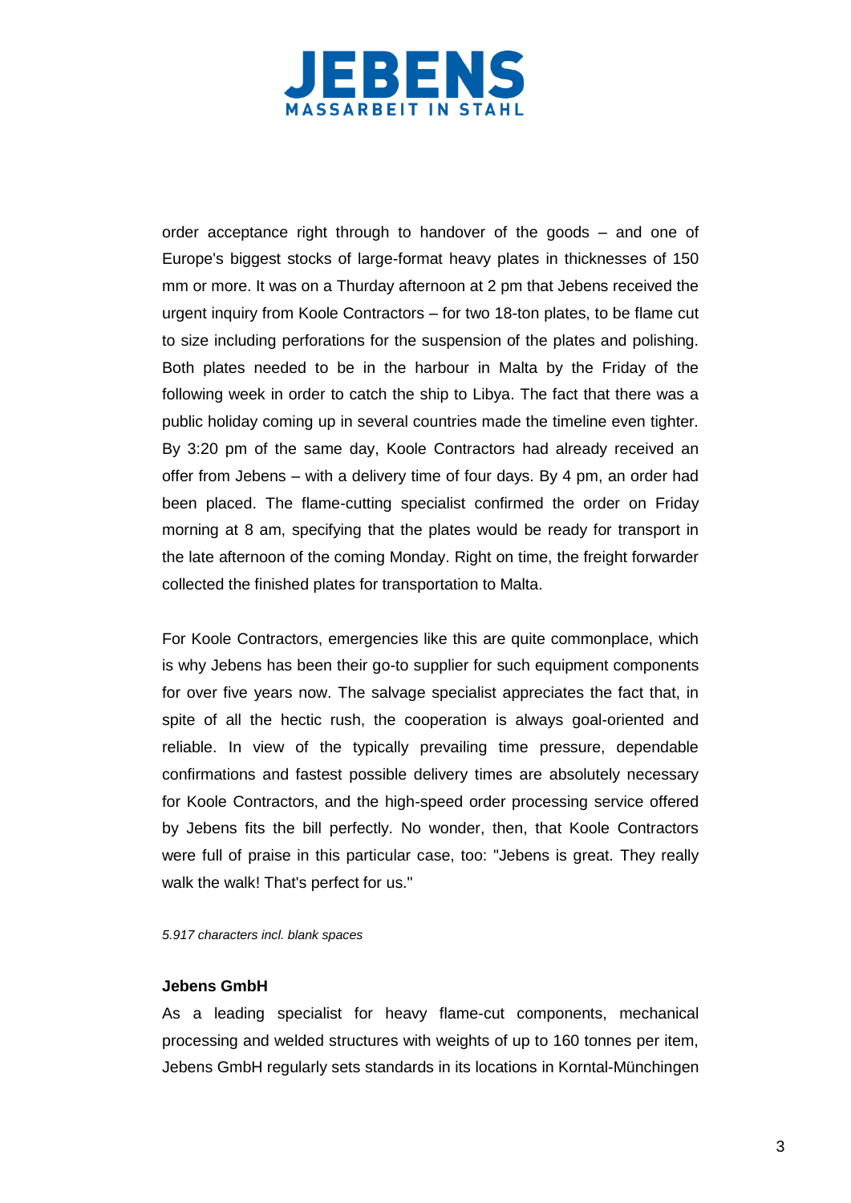order acceptance right through to handover of the goods – and one of Europe's biggest stocks of large-format heavy plates in thicknesses of 150 mm or more. It was on a Thurday afternoon at 2 pm that Jebens received the urgent inquiry from Koole Contractors – for two 18-ton plates, to be flame cut to size including perforations for the suspension of the plates and polishing. Both plates needed to be in the harbour in Malta by the Friday of the following week in order to catch the ship to Libya. The fact that there was a public holiday coming up in several countries made the timeline even tighter. By 3:20 pm of the same day, Koole Contractors had already received an offer from Jebens – with a delivery time of four days. By 4 pm, an order had been placed. The flame-cutting specialist confirmed the order on Friday morning at 8 am, specifying that the plates would be ready for transport in the late afternoon of the coming Monday. Right on time, the freight forwarder collected the finished plates for transportation to Malta.

For Koole Contractors, emergencies like this are quite commonplace, which is why Jebens has been their go-to supplier for such equipment components for over five years now. The salvage specialist appreciates the fact that, in spite of all the hectic rush, the cooperation is always goal-oriented and reliable. In view of the typically prevailing time pressure, dependable confirmations and fastest possible delivery times are absolutely necessary for Koole Contractors, and the high-speed order processing service offered by Jebens fits the bill perfectly. No wonder, then, that Koole Contractors were full of praise in this particular case, too: "Jebens is great. They really walk the walk! That's perfect for us."

*5.917 characters incl. blank spaces*

**Jebens GmbH**

As a leading specialist for heavy flame-cut components, mechanical processing and welded structures with weights of up to 160 tonnes per item, Jebens GmbH regularly sets standards in its locations in Korntal-Münchingen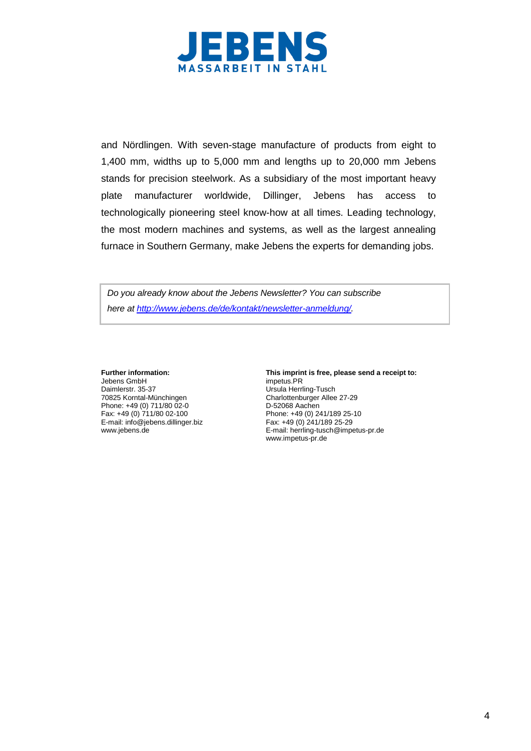and Nördlingen. With seven-stage manufacture of products from eight to 1,400 mm, widths up to 5,000 mm and lengths up to 20,000 mm Jebens stands for precision steelwork. As a subsidiary of the most important heavy plate manufacturer worldwide, Dillinger, Jebens has access to technologically pioneering steel know-how at all times. Leading technology, the most modern machines and systems, as well as the largest annealing furnace in Southern Germany, make Jebens the experts for demanding jobs.

*Do you already know about the Jebens Newsletter? You can subscribe here at [http://www.jebens.de/de/kontakt/newsletter-anmeldung/](http://www.jebens.de/de/kontakt/newsletter-anmeldung/).*

**Further information:**
Jebens GmbH
Daimlerstr. 35-37
70825 Korntal-Münchingen
Phone: +49 (0) 711/80 02-0
Fax: +49 (0) 711/80 02-100
E-mail: info@jebens.dillinger.biz
www.jebens.de

**This imprint is free, please send a receipt to:**
impetus.PR
Ursula Herrling-Tusch
Charlottenburger Allee 27-29
D-52068 Aachen
Phone: +49 (0) 241/189 25-10
Fax: +49 (0) 241/189 25-29
E-mail: herrling-tusch@impetus-pr.de
www.impetus-pr.de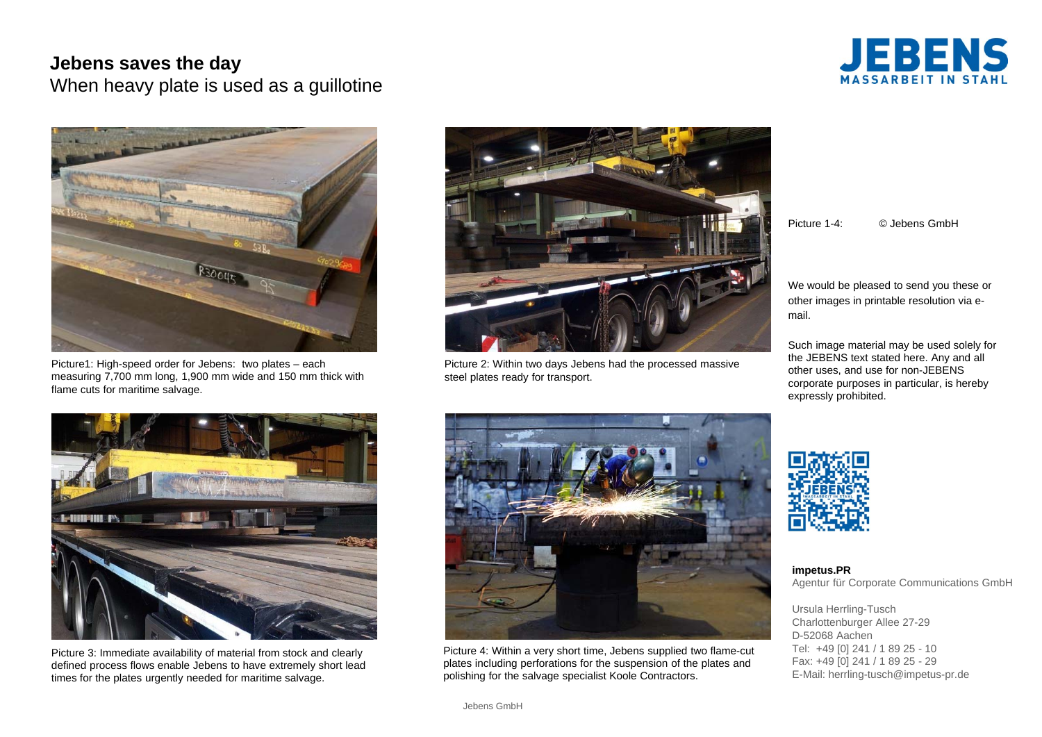# Jebens saves the day

When heavy plate is used as a guillotine

JEBENS
MASSARBEIT IN STAHL

Picture1: High-speed order for Jebens: two plates – each measuring 7,700 mm long, 1,900 mm wide and 150 mm thick with flame cuts for maritime salvage.

Picture 2: Within two days Jebens had the processed massive steel plates ready for transport.

Picture 3: Immediate availability of material from stock and clearly defined process flows enable Jebens to have extremely short lead times for the plates urgently needed for maritime salvage.

Picture 4: Within a very short time, Jebens supplied two flame-cut plates including perforations for the suspension of the plates and polishing for the salvage specialist Koole Contractors.

Picture 1-4: © Jebens GmbH

We would be pleased to send you these or other images in printable resolution via e-mail.

Such image material may be used solely for the JEBENS text stated here. Any and all other uses, and use for non-JEBENS corporate purposes in particular, is hereby expressly prohibited.

**impetus.PR**
Agentur für Corporate Communications GmbH

Ursula Herrling-Tusch
Charlottenburger Allee 27-29
D-52068 Aachen
Tel: +49 [0] 241 / 1 89 25 - 10
Fax: +49 [0] 241 / 1 89 25 - 29
E-Mail: herrling-tusch@impetus-pr.de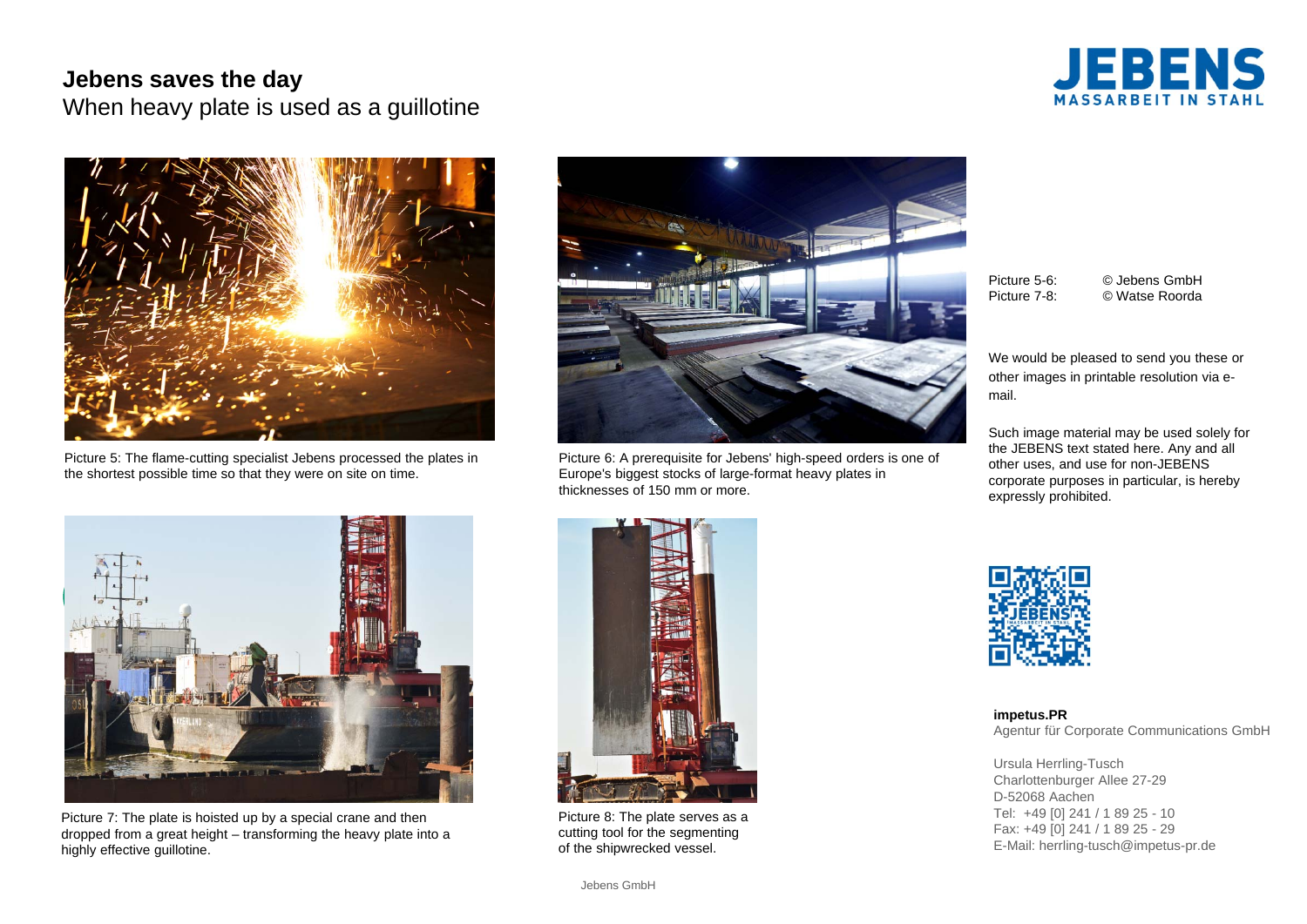# Jebens saves the day

When heavy plate is used as a guillotine

Picture 5: The flame-cutting specialist Jebens processed the plates in the shortest possible time so that they were on site on time.

Picture 6: A prerequisite for Jebens' high-speed orders is one of Europe's biggest stocks of large-format heavy plates in thicknesses of 150 mm or more.

Picture 7: The plate is hoisted up by a special crane and then dropped from a great height – transforming the heavy plate into a highly effective guillotine.

Picture 8: The plate serves as a cutting tool for the segmenting of the shipwrecked vessel.

| | |
|---|---|
| Picture 5-6: | © Jebens GmbH |
| Picture 7-8: | © Watse Roorda |

We would be pleased to send you these or other images in printable resolution via e-mail.

Such image material may be used solely for the JEBENS text stated here. Any and all other uses, and use for non-JEBENS corporate purposes in particular, is hereby expressly prohibited.

**impetus.PR**
Agentur für Corporate Communications GmbH

Ursula Herrling-Tusch
Charlottenburger Allee 27-29
D-52068 Aachen
Tel: +49 [0] 241 / 1 89 25 - 10
Fax: +49 [0] 241 / 1 89 25 - 29
E-Mail: herrling-tusch@impetus-pr.de